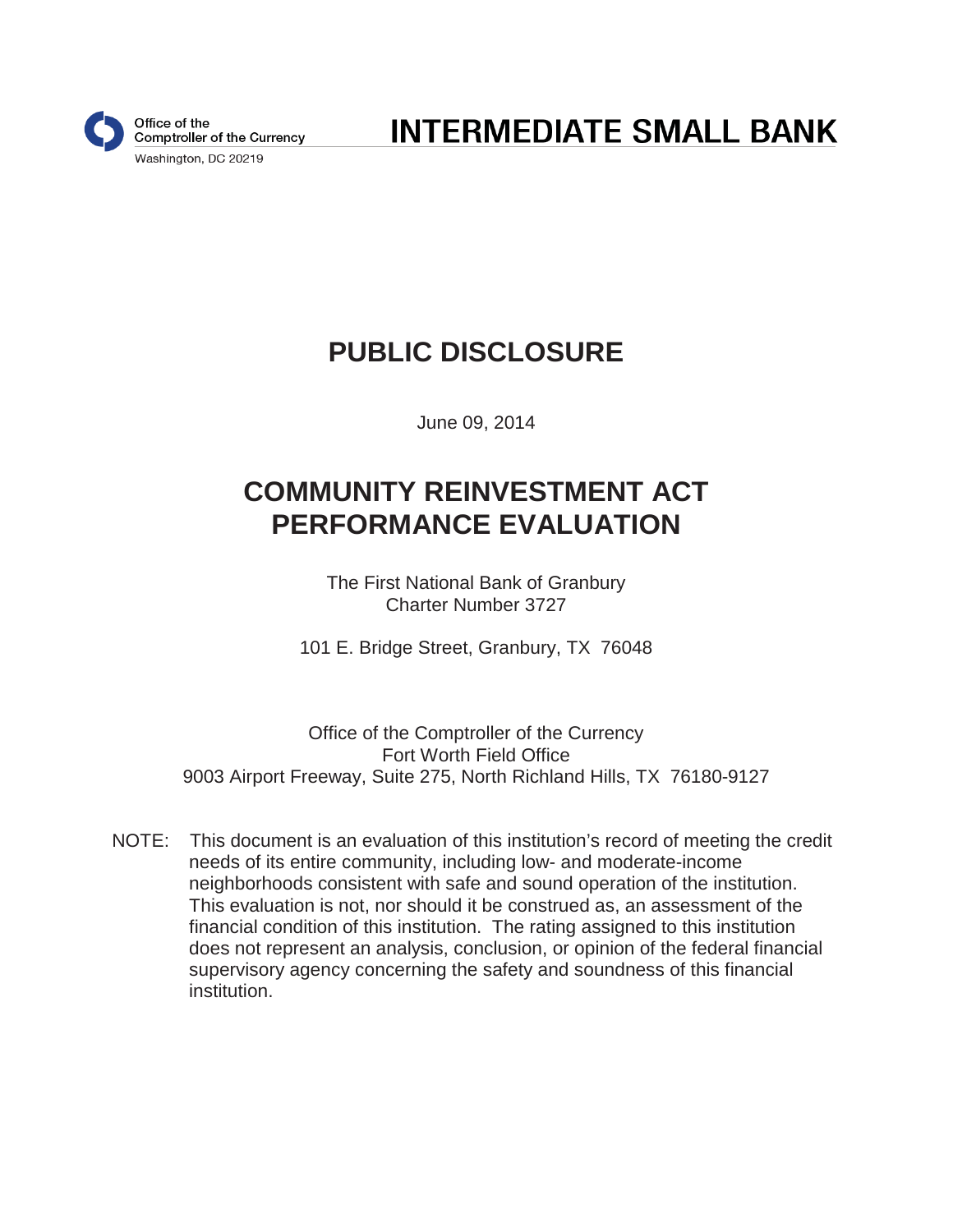Office of the
Comptroller of the Currency
Washington, DC 20219

# INTERMEDIATE SMALL BANK

# PUBLIC DISCLOSURE

June 09, 2014

# COMMUNITY REINVESTMENT ACT PERFORMANCE EVALUATION

The First National Bank of Granbury
Charter Number 3727

101 E. Bridge Street, Granbury, TX 76048

Office of the Comptroller of the Currency
Fort Worth Field Office
9003 Airport Freeway, Suite 275, North Richland Hills, TX 76180-9127

NOTE: This document is an evaluation of this institution's record of meeting the credit needs of its entire community, including low- and moderate-income neighborhoods consistent with safe and sound operation of the institution. This evaluation is not, nor should it be construed as, an assessment of the financial condition of this institution. The rating assigned to this institution does not represent an analysis, conclusion, or opinion of the federal financial supervisory agency concerning the safety and soundness of this financial institution.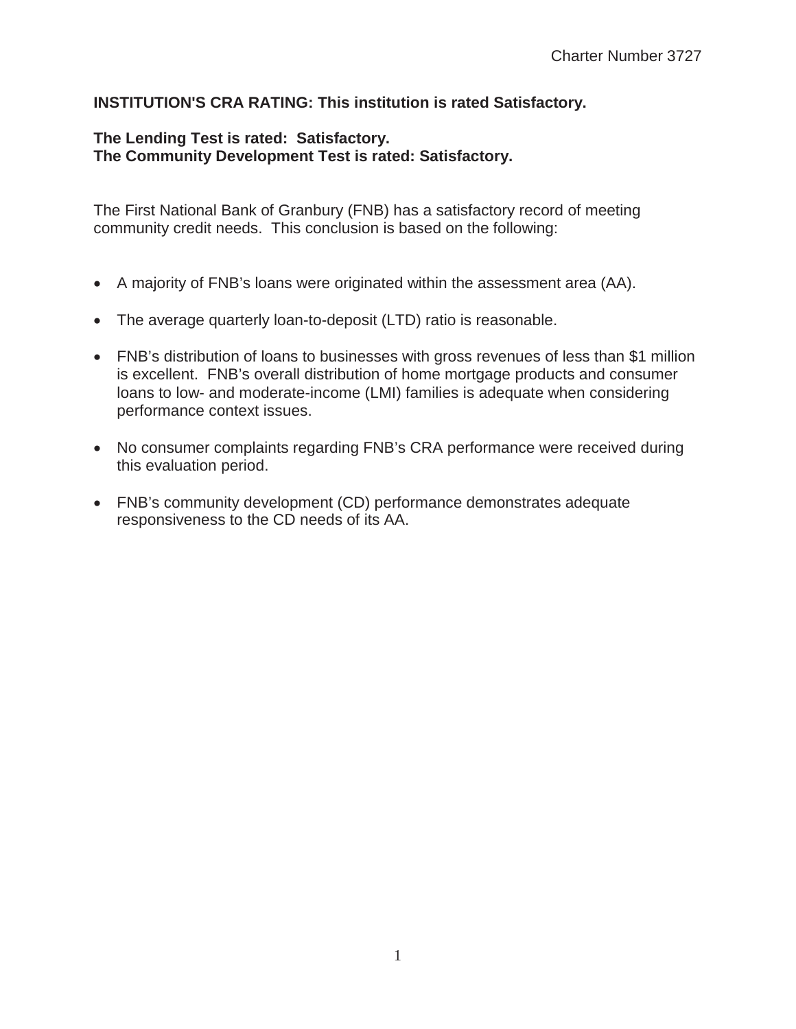**INSTITUTION'S CRA RATING: This institution is rated Satisfactory.**

**The Lending Test is rated: Satisfactory.**
**The Community Development Test is rated: Satisfactory.**

The First National Bank of Granbury (FNB) has a satisfactory record of meeting community credit needs. This conclusion is based on the following:

- A majority of FNB's loans were originated within the assessment area (AA).
- The average quarterly loan-to-deposit (LTD) ratio is reasonable.
- FNB's distribution of loans to businesses with gross revenues of less than $1 million is excellent. FNB's overall distribution of home mortgage products and consumer loans to low- and moderate-income (LMI) families is adequate when considering performance context issues.
- No consumer complaints regarding FNB's CRA performance were received during this evaluation period.
- FNB's community development (CD) performance demonstrates adequate responsiveness to the CD needs of its AA.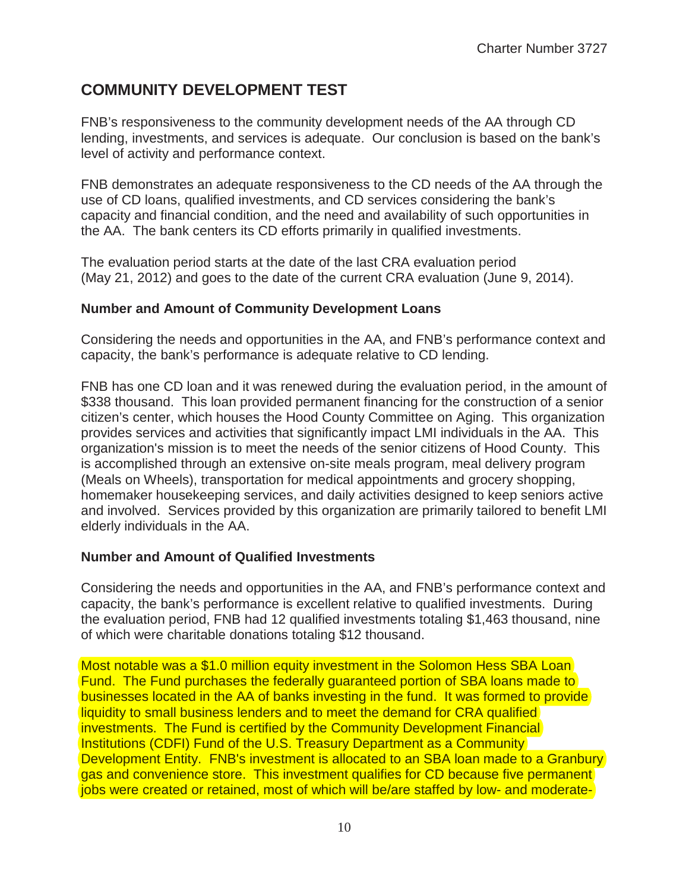## COMMUNITY DEVELOPMENT TEST

FNB's responsiveness to the community development needs of the AA through CD lending, investments, and services is adequate. Our conclusion is based on the bank's level of activity and performance context.

FNB demonstrates an adequate responsiveness to the CD needs of the AA through the use of CD loans, qualified investments, and CD services considering the bank's capacity and financial condition, and the need and availability of such opportunities in the AA. The bank centers its CD efforts primarily in qualified investments.

The evaluation period starts at the date of the last CRA evaluation period (May 21, 2012) and goes to the date of the current CRA evaluation (June 9, 2014).

### Number and Amount of Community Development Loans

Considering the needs and opportunities in the AA, and FNB's performance context and capacity, the bank's performance is adequate relative to CD lending.

FNB has one CD loan and it was renewed during the evaluation period, in the amount of \$338 thousand. This loan provided permanent financing for the construction of a senior citizen's center, which houses the Hood County Committee on Aging. This organization provides services and activities that significantly impact LMI individuals in the AA. This organization's mission is to meet the needs of the senior citizens of Hood County. This is accomplished through an extensive on-site meals program, meal delivery program (Meals on Wheels), transportation for medical appointments and grocery shopping, homemaker housekeeping services, and daily activities designed to keep seniors active and involved. Services provided by this organization are primarily tailored to benefit LMI elderly individuals in the AA.

### Number and Amount of Qualified Investments

Considering the needs and opportunities in the AA, and FNB's performance context and capacity, the bank's performance is excellent relative to qualified investments. During the evaluation period, FNB had 12 qualified investments totaling \$1,463 thousand, nine of which were charitable donations totaling \$12 thousand.

Most notable was a \$1.0 million equity investment in the Solomon Hess SBA Loan Fund. The Fund purchases the federally guaranteed portion of SBA loans made to businesses located in the AA of banks investing in the fund. It was formed to provide liquidity to small business lenders and to meet the demand for CRA qualified investments. The Fund is certified by the Community Development Financial Institutions (CDFI) Fund of the U.S. Treasury Department as a Community Development Entity. FNB's investment is allocated to an SBA loan made to a Granbury gas and convenience store. This investment qualifies for CD because five permanent jobs were created or retained, most of which will be/are staffed by low- and moderate-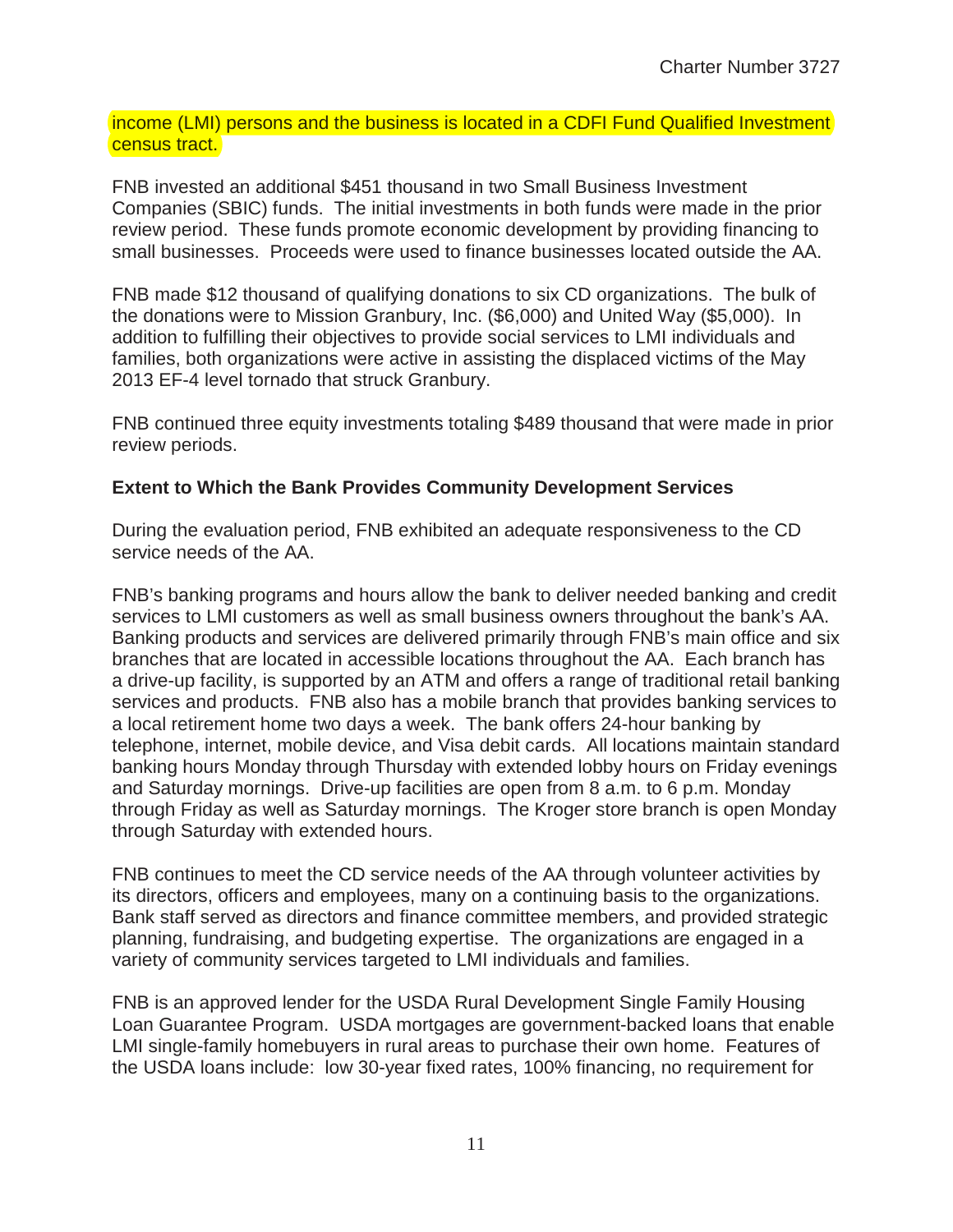income (LMI) persons and the business is located in a CDFI Fund Qualified Investment census tract.

FNB invested an additional $451 thousand in two Small Business Investment Companies (SBIC) funds. The initial investments in both funds were made in the prior review period. These funds promote economic development by providing financing to small businesses. Proceeds were used to finance businesses located outside the AA.

FNB made $12 thousand of qualifying donations to six CD organizations. The bulk of the donations were to Mission Granbury, Inc. ($6,000) and United Way ($5,000). In addition to fulfilling their objectives to provide social services to LMI individuals and families, both organizations were active in assisting the displaced victims of the May 2013 EF-4 level tornado that struck Granbury.

FNB continued three equity investments totaling $489 thousand that were made in prior review periods.

**Extent to Which the Bank Provides Community Development Services**

During the evaluation period, FNB exhibited an adequate responsiveness to the CD service needs of the AA.

FNB's banking programs and hours allow the bank to deliver needed banking and credit services to LMI customers as well as small business owners throughout the bank's AA. Banking products and services are delivered primarily through FNB's main office and six branches that are located in accessible locations throughout the AA. Each branch has a drive-up facility, is supported by an ATM and offers a range of traditional retail banking services and products. FNB also has a mobile branch that provides banking services to a local retirement home two days a week. The bank offers 24-hour banking by telephone, internet, mobile device, and Visa debit cards. All locations maintain standard banking hours Monday through Thursday with extended lobby hours on Friday evenings and Saturday mornings. Drive-up facilities are open from 8 a.m. to 6 p.m. Monday through Friday as well as Saturday mornings. The Kroger store branch is open Monday through Saturday with extended hours.

FNB continues to meet the CD service needs of the AA through volunteer activities by its directors, officers and employees, many on a continuing basis to the organizations. Bank staff served as directors and finance committee members, and provided strategic planning, fundraising, and budgeting expertise. The organizations are engaged in a variety of community services targeted to LMI individuals and families.

FNB is an approved lender for the USDA Rural Development Single Family Housing Loan Guarantee Program. USDA mortgages are government-backed loans that enable LMI single-family homebuyers in rural areas to purchase their own home. Features of the USDA loans include: low 30-year fixed rates, 100% financing, no requirement for